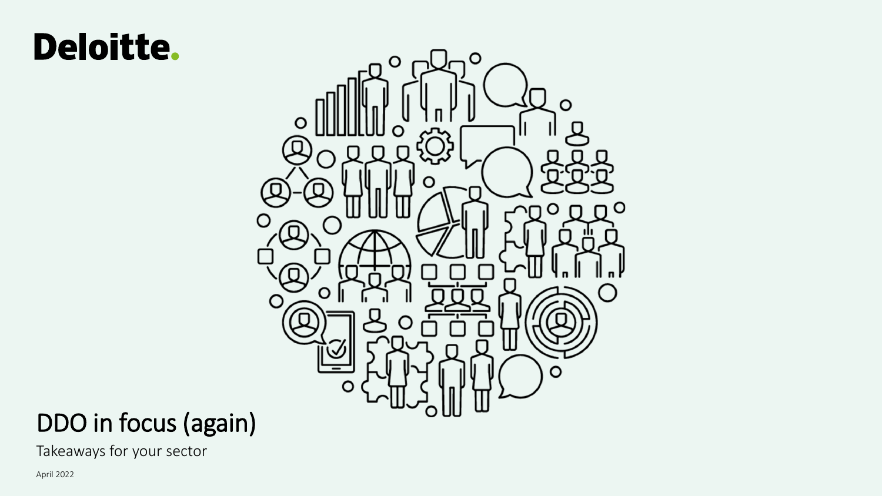Deloitte.

# DDO in focus (again)

Takeaways for your sector

April 2022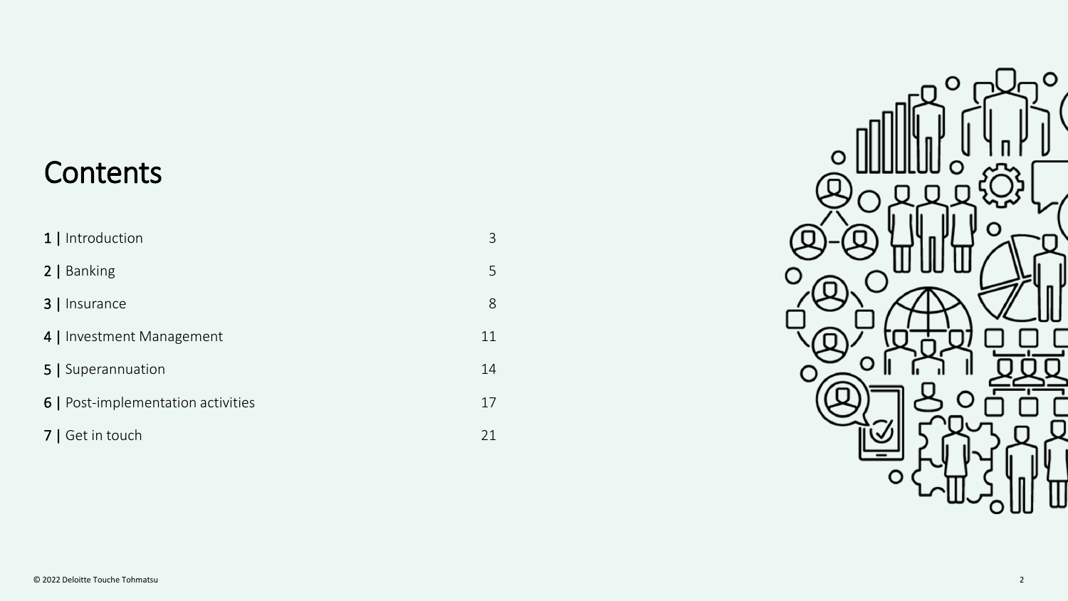# Contents

| | |
|---|---|
| 1 \| Introduction | 3 |
| 2 \| Banking | 5 |
| 3 \| Insurance | 8 |
| 4 \| Investment Management | 11 |
| 5 \| Superannuation | 14 |
| 6 \| Post-implementation activities | 17 |
| 7 \| Get in touch | 21 |

© 2022 Deloitte Touche Tohmatsu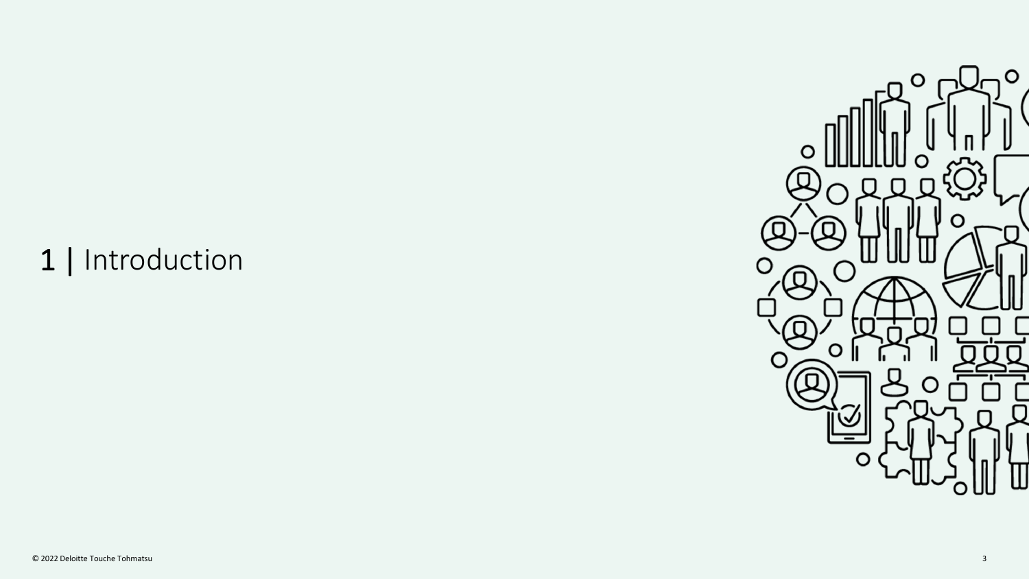# 1 | Introduction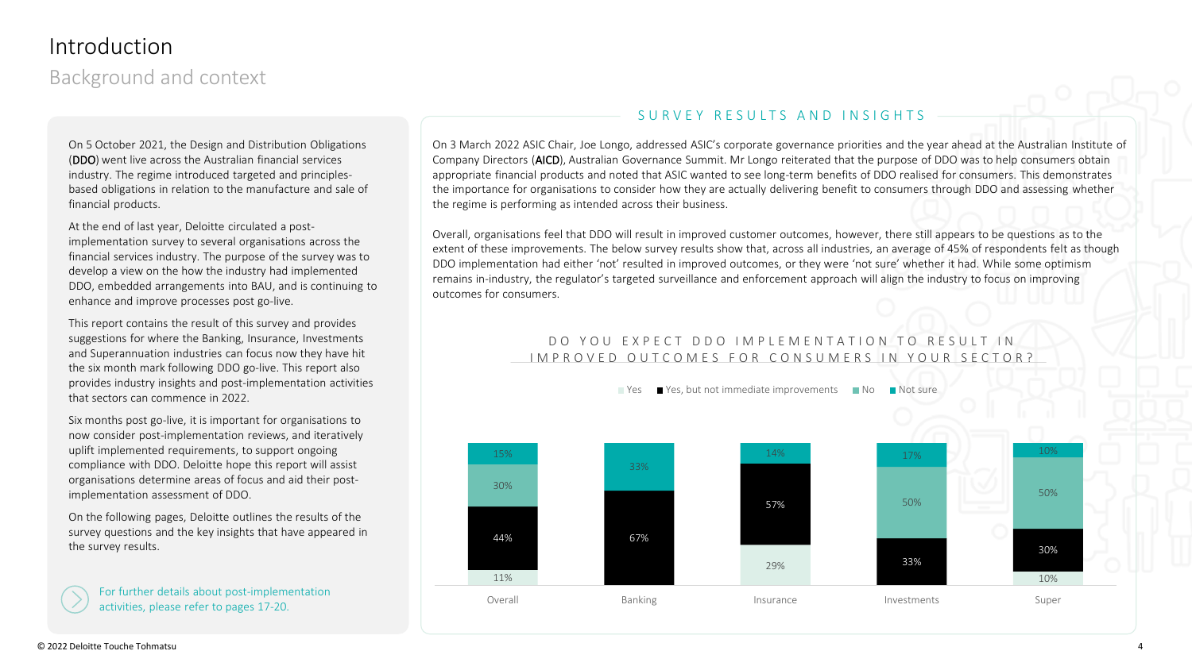# Introduction

## Background and context

On 5 October 2021, the Design and Distribution Obligations (**DDO**) went live across the Australian financial services industry. The regime introduced targeted and principles-based obligations in relation to the manufacture and sale of financial products.

At the end of last year, Deloitte circulated a post-implementation survey to several organisations across the financial services industry. The purpose of the survey was to develop a view on the how the industry had implemented DDO, embedded arrangements into BAU, and is continuing to enhance and improve processes post go-live.

This report contains the result of this survey and provides suggestions for where the Banking, Insurance, Investments and Superannuation industries can focus now they have hit the six month mark following DDO go-live. This report also provides industry insights and post-implementation activities that sectors can commence in 2022.

Six months post go-live, it is important for organisations to now consider post-implementation reviews, and iteratively uplift implemented requirements, to support ongoing compliance with DDO. Deloitte hope this report will assist organisations determine areas of focus and aid their post-implementation assessment of DDO.

On the following pages, Deloitte outlines the results of the survey questions and the key insights that have appeared in the survey results.

For further details about post-implementation activities, please refer to pages 17-20.

### SURVEY RESULTS AND INSIGHTS

On 3 March 2022 ASIC Chair, Joe Longo, addressed ASIC's corporate governance priorities and the year ahead at the Australian Institute of Company Directors (**AICD**), Australian Governance Summit. Mr Longo reiterated that the purpose of DDO was to help consumers obtain appropriate financial products and noted that ASIC wanted to see long-term benefits of DDO realised for consumers. This demonstrates the importance for organisations to consider how they are actually delivering benefit to consumers through DDO and assessing whether the regime is performing as intended across their business.

Overall, organisations feel that DDO will result in improved customer outcomes, however, there still appears to be questions as to the extent of these improvements. The below survey results show that, across all industries, an average of 45% of respondents felt as though DDO implementation had either 'not' resulted in improved outcomes, or they were 'not sure' whether it had. While some optimism remains in-industry, the regulator's targeted surveillance and enforcement approach will align the industry to focus on improving outcomes for consumers.

#### DO YOU EXPECT DDO IMPLEMENTATION TO RESULT IN IMPROVED OUTCOMES FOR CONSUMERS IN YOUR SECTOR?

| | Yes | Yes, but not immediate improvements | No | Not sure |
|---|---|---|---|---|
| Overall | 11% | 44% | 30% | 15% |
| Banking | | 67% | | 33% |
| Insurance | 29% | 57% | | 14% |
| Investments | | 33% | 50% | 17% |
| Super | 10% | 30% | 50% | 10% |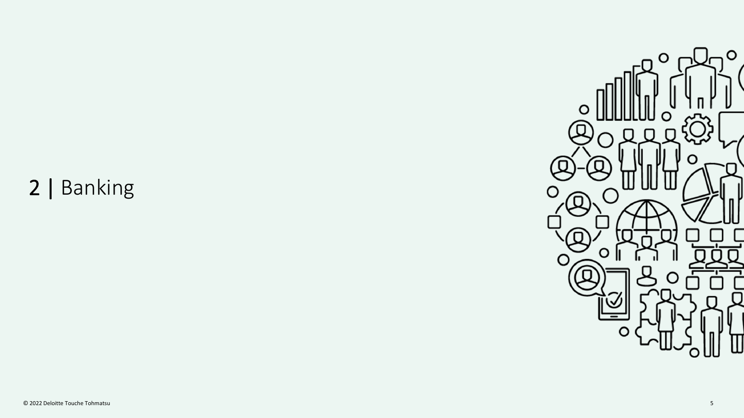# 2 | Banking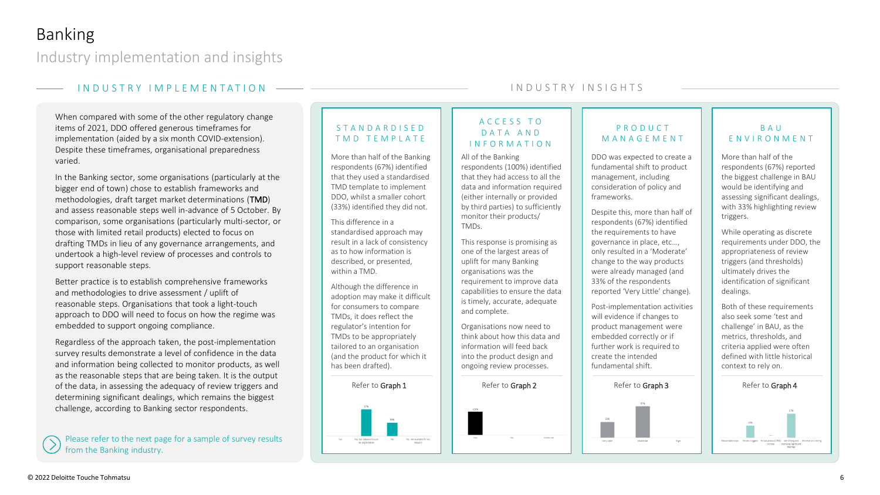# Banking

## Industry implementation and insights

### INDUSTRY IMPLEMENTATION

When compared with some of the other regulatory change items of 2021, DDO offered generous timeframes for implementation (aided by a six month COVID-extension). Despite these timeframes, organisational preparedness varied.

In the Banking sector, some organisations (particularly at the bigger end of town) chose to establish frameworks and methodologies, draft target market determinations (**TMD**) and assess reasonable steps well in-advance of 5 October. By comparison, some organisations (particularly multi-sector, or those with limited retail products) elected to focus on drafting TMDs in lieu of any governance arrangements, and undertook a high-level review of processes and controls to support reasonable steps.

Better practice is to establish comprehensive frameworks and methodologies to drive assessment / uplift of reasonable steps. Organisations that took a light-touch approach to DDO will need to focus on how the regime was embedded to support ongoing compliance.

Regardless of the approach taken, the post-implementation survey results demonstrate a level of confidence in the data and information being collected to monitor products, as well as the reasonable steps that are being taken. It is the output of the data, in assessing the adequacy of review triggers and determining significant dealings, which remains the biggest challenge, according to Banking sector respondents.

Please refer to the next page for a sample of survey results from the Banking industry.

### INDUSTRY INSIGHTS

#### STANDARDISED TMD TEMPLATE

More than half of the Banking respondents (67%) identified that they used a standardised TMD template to implement DDO, whilst a smaller cohort (33%) identified they did not.

This difference in a standardised approach may result in a lack of consistency as to how information is described, or presented, within a TMD.

Although the difference in adoption may make it difficult for consumers to compare TMDs, it does reflect the regulator's intention for TMDs to be appropriately tailored to an organisation (and the product for which it has been drafted).

Refer to **Graph 1**

#### ACCESS TO DATA AND INFORMATION

All of the Banking respondents (100%) identified that they had access to all the data and information required (either internally or provided by third parties) to sufficiently monitor their products/ TMDs.

This response is promising as one of the largest areas of uplift for many Banking organisations was the requirement to improve data capabilities to ensure the data is timely, accurate, adequate and complete.

Organisations now need to think about how this data and information will feed back into the product design and ongoing review processes.

Refer to **Graph 2**

#### PRODUCT MANAGEMENT

DDO was expected to create a fundamental shift to product management, including consideration of policy and frameworks.

Despite this, more than half of respondents (67%) identified the requirements to have governance in place, etc..., only resulted in a 'Moderate' change to the way products were already managed (and 33% of the respondents reported 'Very Little' change).

Post-implementation activities will evidence if changes to product management were embedded correctly or if further work is required to create the intended fundamental shift.

Refer to **Graph 3**

#### BAU ENVIRONMENT

More than half of the respondents (67%) reported the biggest challenge in BAU would be identifying and assessing significant dealings, with 33% highlighting review triggers.

While operating as discrete requirements under DDO, the appropriateness of review triggers (and thresholds) ultimately drives the identification of significant dealings.

Both of these requirements also seek some 'test and challenge' in BAU, as the metrics, thresholds, and criteria applied were often defined with little historical context to rely on.

Refer to **Graph 4**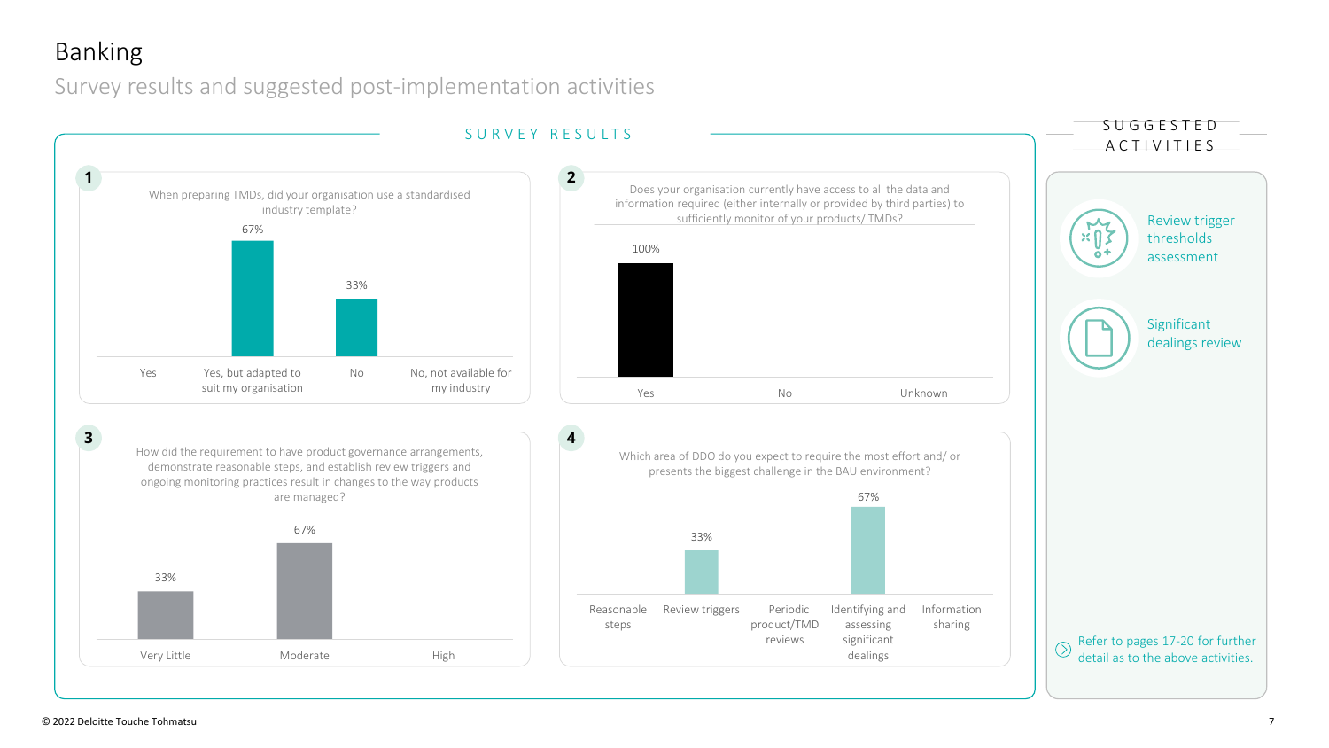# Banking

## Survey results and suggested post-implementation activities

### SURVEY RESULTS

**1** When preparing TMDs, did your organisation use a standardised industry template?

| Response | % |
|---|---|
| Yes | |
| Yes, but adapted to suit my organisation | 67% |
| No | 33% |
| No, not available for my industry | |

**2** Does your organisation currently have access to all the data and information required (either internally or provided by third parties) to sufficiently monitor of your products/ TMDs?

| Response | % |
|---|---|
| Yes | 100% |
| No | |
| Unknown | |

**3** How did the requirement to have product governance arrangements, demonstrate reasonable steps, and establish review triggers and ongoing monitoring practices result in changes to the way products are managed?

| Response | % |
|---|---|
| Very Little | 33% |
| Moderate | 67% |
| High | |

**4** Which area of DDO do you expect to require the most effort and/ or presents the biggest challenge in the BAU environment?

| Response | % |
|---|---|
| Reasonable steps | |
| Review triggers | 33% |
| Periodic product/TMD reviews | |
| Identifying and assessing significant dealings | 67% |
| Information sharing | |

### SUGGESTED ACTIVITIES

- Review trigger thresholds assessment
- Significant dealings review

Refer to pages 17-20 for further detail as to the above activities.

© 2022 Deloitte Touche Tohmatsu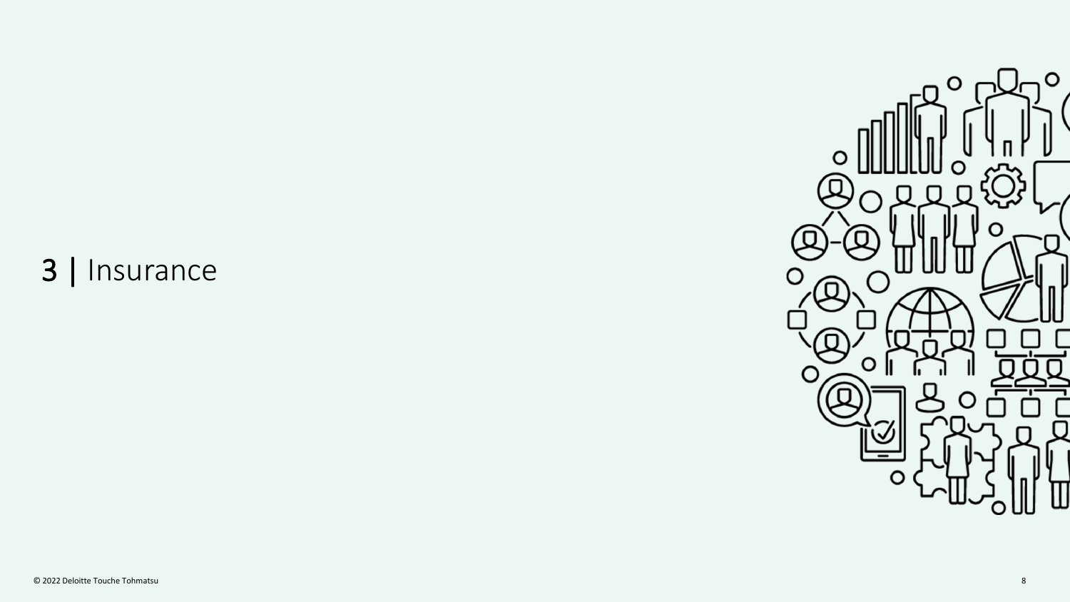# 3 | Insurance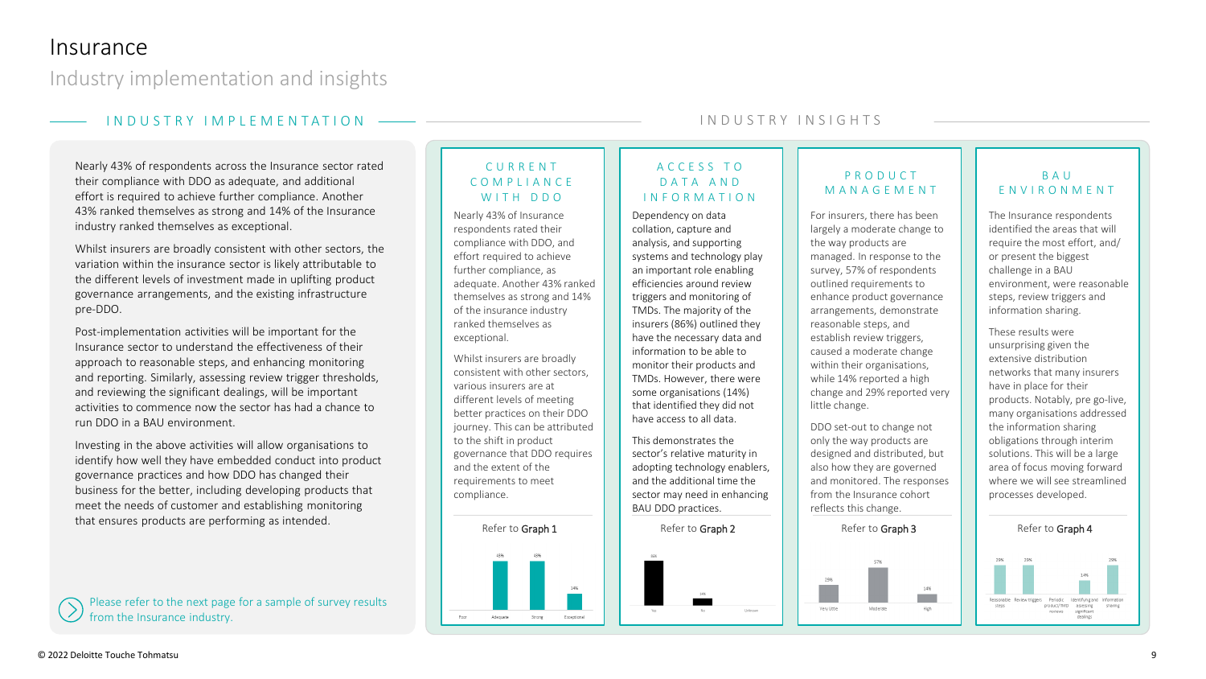# Insurance

## Industry implementation and insights

### INDUSTRY IMPLEMENTATION

Nearly 43% of respondents across the Insurance sector rated their compliance with DDO as adequate, and additional effort is required to achieve further compliance. Another 43% ranked themselves as strong and 14% of the Insurance industry ranked themselves as exceptional.

Whilst insurers are broadly consistent with other sectors, the variation within the insurance sector is likely attributable to the different levels of investment made in uplifting product governance arrangements, and the existing infrastructure pre-DDO.

Post-implementation activities will be important for the Insurance sector to understand the effectiveness of their approach to reasonable steps, and enhancing monitoring and reporting. Similarly, assessing review trigger thresholds, and reviewing the significant dealings, will be important activities to commence now the sector has had a chance to run DDO in a BAU environment.

Investing in the above activities will allow organisations to identify how well they have embedded conduct into product governance practices and how DDO has changed their business for the better, including developing products that meet the needs of customer and establishing monitoring that ensures products are performing as intended.

Please refer to the next page for a sample of survey results from the Insurance industry.

### INDUSTRY INSIGHTS

#### CURRENT COMPLIANCE WITH DDO

Nearly 43% of Insurance respondents rated their compliance with DDO, and effort required to achieve further compliance, as adequate. Another 43% ranked themselves as strong and 14% of the insurance industry ranked themselves as exceptional.

Whilst insurers are broadly consistent with other sectors, various insurers are at different levels of meeting better practices on their DDO journey. This can be attributed to the shift in product governance that DDO requires and the extent of the requirements to meet compliance.

Refer to **Graph 1**

| Poor | Adequate | Strong | Exceptional |
|---|---|---|---|
| | 43% | 43% | 14% |

#### ACCESS TO DATA AND INFORMATION

Dependency on data collation, capture and analysis, and supporting systems and technology play an important role enabling efficiencies around review triggers and monitoring of TMDs. The majority of the insurers (86%) outlined they have the necessary data and information to be able to monitor their products and TMDs. However, there were some organisations (14%) that identified they did not have access to all data.

This demonstrates the sector's relative maturity in adopting technology enablers, and the additional time the sector may need in enhancing BAU DDO practices.

Refer to **Graph 2**

| Yes | No | Unknown |
|---|---|---|
| 86% | 14% | |

#### PRODUCT MANAGEMENT

For insurers, there has been largely a moderate change to the way products are managed. In response to the survey, 57% of respondents outlined requirements to enhance product governance arrangements, demonstrate reasonable steps, and establish review triggers, caused a moderate change within their organisations, while 14% reported a high change and 29% reported very little change.

DDO set-out to change not only the way products are designed and distributed, but also how they are governed and monitored. The responses from the Insurance cohort reflects this change.

Refer to **Graph 3**

| Very Little | Moderate | High |
|---|---|---|
| 29% | 57% | 14% |

#### BAU ENVIRONMENT

The Insurance respondents identified the areas that will require the most effort, and/ or present the biggest challenge in a BAU environment, were reasonable steps, review triggers and information sharing.

These results were unsurprising given the extensive distribution networks that many insurers have in place for their products. Notably, pre go-live, many organisations addressed the information sharing obligations through interim solutions. This will be a large area of focus moving forward where we will see streamlined processes developed.

Refer to **Graph 4**

| Reasonable steps | Review triggers | Periodic product/TMD reviews | Identifying and assessing significant dealings | Information sharing |
|---|---|---|---|---|
| 29% | 29% | | 14% | 29% |

© 2022 Deloitte Touche Tohmatsu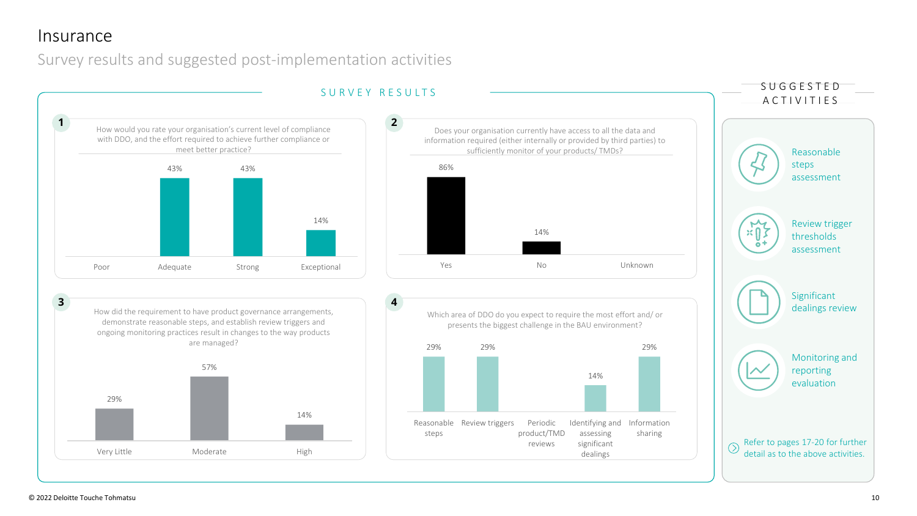# Insurance

## Survey results and suggested post-implementation activities

### SURVEY RESULTS

**1** How would you rate your organisation's current level of compliance with DDO, and the effort required to achieve further compliance or meet better practice?

| Poor | Adequate | Strong | Exceptional |
|---|---|---|---|
| | 43% | 43% | 14% |

**2** Does your organisation currently have access to all the data and information required (either internally or provided by third parties) to sufficiently monitor of your products/ TMDs?

| Yes | No | Unknown |
|---|---|---|
| 86% | 14% | |

**3** How did the requirement to have product governance arrangements, demonstrate reasonable steps, and establish review triggers and ongoing monitoring practices result in changes to the way products are managed?

| Very Little | Moderate | High |
|---|---|---|
| 29% | 57% | 14% |

**4** Which area of DDO do you expect to require the most effort and/ or presents the biggest challenge in the BAU environment?

| Reasonable steps | Review triggers | Periodic product/TMD reviews | Identifying and assessing significant dealings | Information sharing |
|---|---|---|---|---|
| 29% | 29% | | 14% | 29% |

### SUGGESTED ACTIVITIES

- Reasonable steps assessment
- Review trigger thresholds assessment
- Significant dealings review
- Monitoring and reporting evaluation

Refer to pages 17-20 for further detail as to the above activities.

© 2022 Deloitte Touche Tohmatsu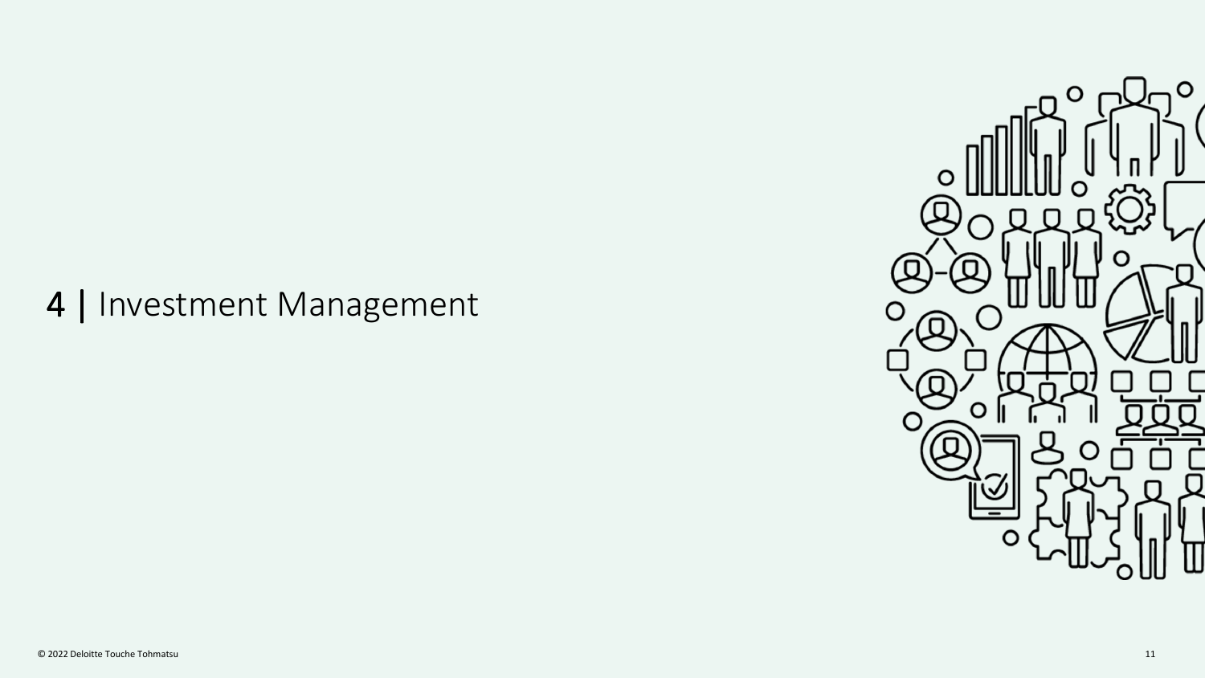# 4 | Investment Management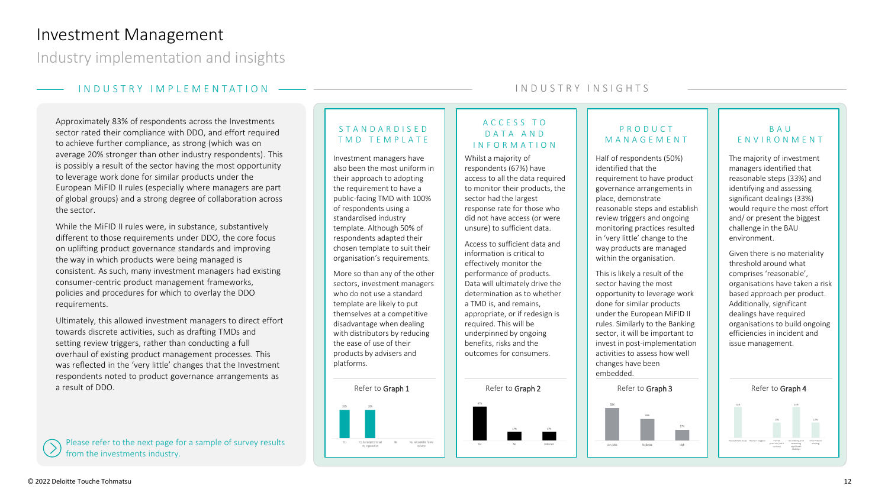# Investment Management

## Industry implementation and insights

### INDUSTRY IMPLEMENTATION

Approximately 83% of respondents across the Investments sector rated their compliance with DDO, and effort required to achieve further compliance, as strong (which was on average 20% stronger than other industry respondents). This is possibly a result of the sector having the most opportunity to leverage work done for similar products under the European MiFID II rules (especially where managers are part of global groups) and a strong degree of collaboration across the sector.

While the MiFID II rules were, in substance, substantively different to those requirements under DDO, the core focus on uplifting product governance standards and improving the way in which products were being managed is consistent. As such, many investment managers had existing consumer-centric product management frameworks, policies and procedures for which to overlay the DDO requirements.

Ultimately, this allowed investment managers to direct effort towards discrete activities, such as drafting TMDs and setting review triggers, rather than conducting a full overhaul of existing product management processes. This was reflected in the 'very little' changes that the Investment respondents noted to product governance arrangements as a result of DDO.

Please refer to the next page for a sample of survey results from the investments industry.

### INDUSTRY INSIGHTS

#### STANDARDISED TMD TEMPLATE

Investment managers have also been the most uniform in their approach to adopting the requirement to have a public-facing TMD with 100% of respondents using a standardised industry template. Although 50% of respondents adapted their chosen template to suit their organisation's requirements.

More so than any of the other sectors, investment managers who do not use a standard template are likely to put themselves at a competitive disadvantage when dealing with distributors by reducing the ease of use of their products by advisers and platforms.

Refer to Graph 1

#### ACCESS TO DATA AND INFORMATION

Whilst a majority of respondents (67%) have access to all the data required to monitor their products, the sector had the largest response rate for those who did not have access (or were unsure) to sufficient data.

Access to sufficient data and information is critical to effectively monitor the performance of products. Data will ultimately drive the determination as to whether a TMD is, and remains, appropriate, or if redesign is required. This will be underpinned by ongoing benefits, risks and the outcomes for consumers.

Refer to Graph 2

#### PRODUCT MANAGEMENT

Half of respondents (50%) identified that the requirement to have product governance arrangements in place, demonstrate reasonable steps and establish review triggers and ongoing monitoring practices resulted in 'very little' change to the way products are managed within the organisation.

This is likely a result of the sector having the most opportunity to leverage work done for similar products under the European MiFID II rules. Similarly to the Banking sector, it will be important to invest in post-implementation activities to assess how well changes have been embedded.

Refer to Graph 3

#### BAU ENVIRONMENT

The majority of investment managers identified that reasonable steps (33%) and identifying and assessing significant dealings (33%) would require the most effort and/ or present the biggest challenge in the BAU environment.

Given there is no materiality threshold around what comprises 'reasonable', organisations have taken a risk based approach per product. Additionally, significant dealings have required organisations to build ongoing efficiencies in incident and issue management.

Refer to Graph 4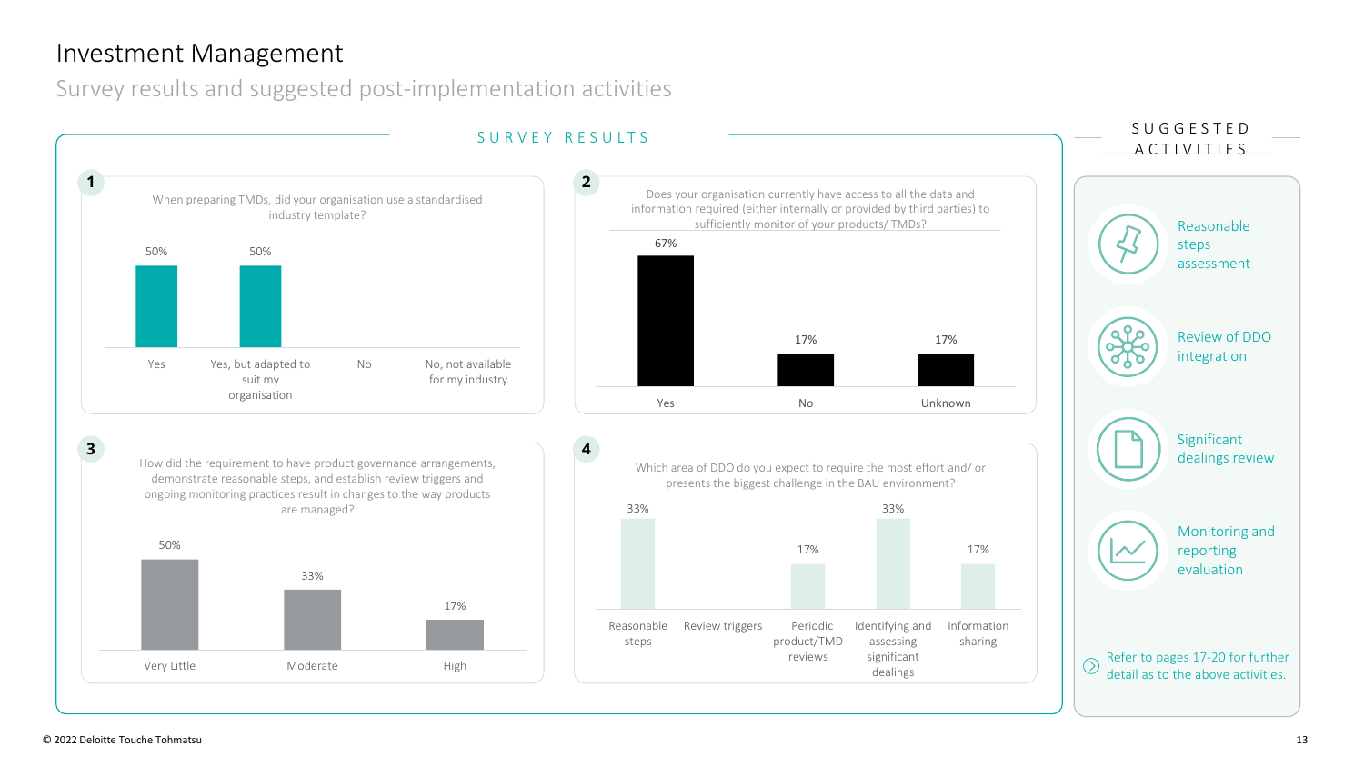# Investment Management

## Survey results and suggested post-implementation activities

### SURVEY RESULTS

**1** When preparing TMDs, did your organisation use a standardised industry template?

| Yes | Yes, but adapted to suit my organisation | No | No, not available for my industry |
|---|---|---|---|
| 50% | 50% | | |

**2** Does your organisation currently have access to all the data and information required (either internally or provided by third parties) to sufficiently monitor of your products/ TMDs?

| Yes | No | Unknown |
|---|---|---|
| 67% | 17% | 17% |

**3** How did the requirement to have product governance arrangements, demonstrate reasonable steps, and establish review triggers and ongoing monitoring practices result in changes to the way products are managed?

| Very Little | Moderate | High |
|---|---|---|
| 50% | 33% | 17% |

**4** Which area of DDO do you expect to require the most effort and/ or presents the biggest challenge in the BAU environment?

| Reasonable steps | Review triggers | Periodic product/TMD reviews | Identifying and assessing significant dealings | Information sharing |
|---|---|---|---|---|
| 33% | | 17% | 33% | 17% |

### SUGGESTED ACTIVITIES

- Reasonable steps assessment
- Review of DDO integration
- Significant dealings review
- Monitoring and reporting evaluation

Refer to pages 17-20 for further detail as to the above activities.

© 2022 Deloitte Touche Tohmatsu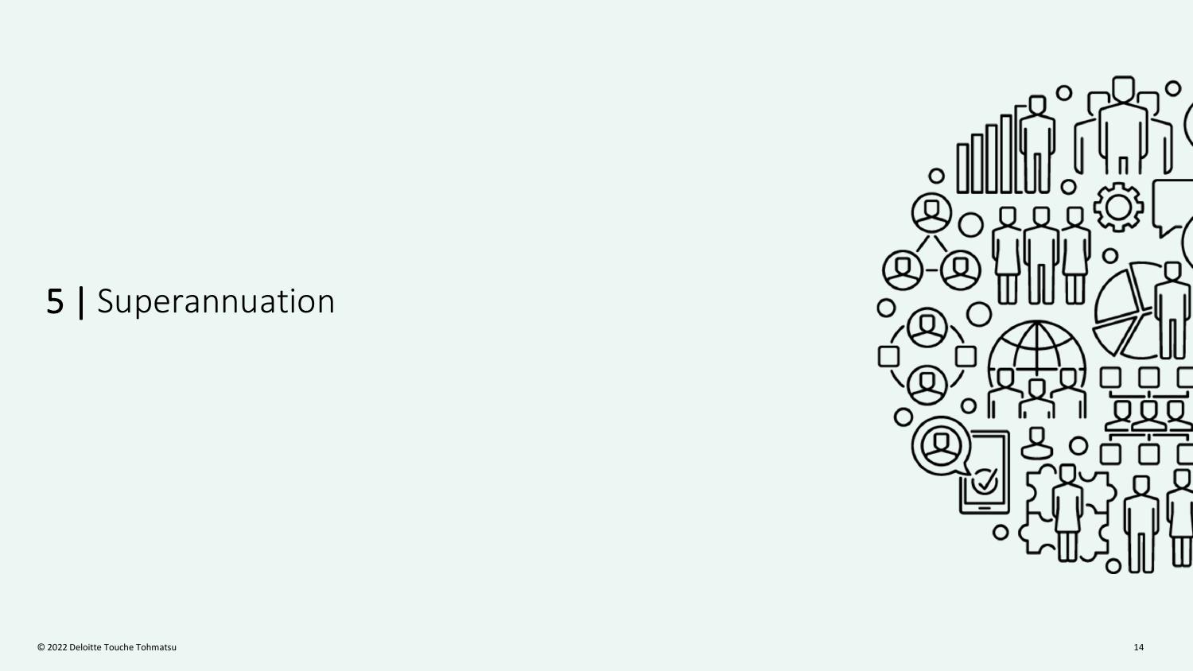# 5 | Superannuation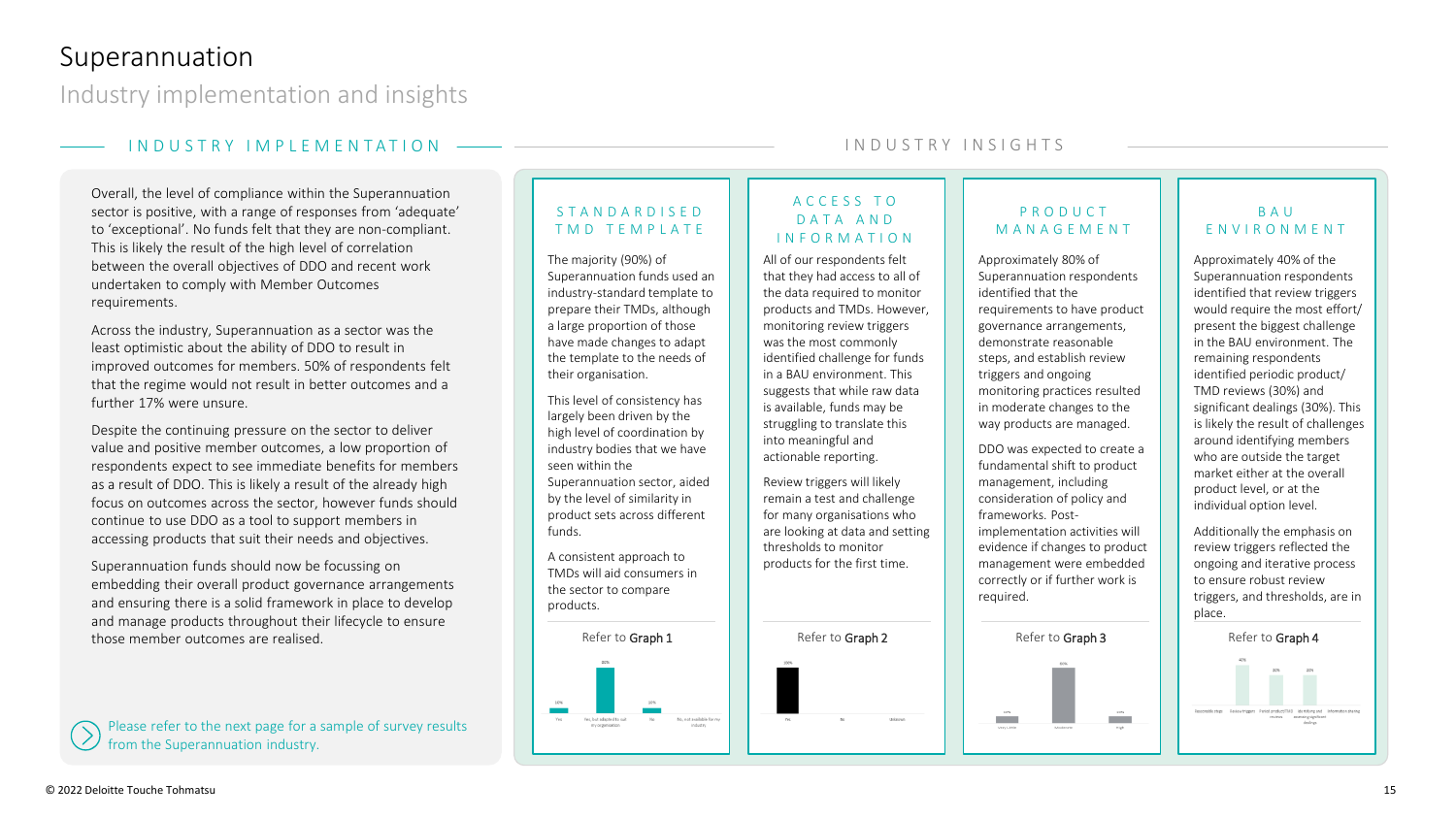# Superannuation

## Industry implementation and insights

### INDUSTRY IMPLEMENTATION

Overall, the level of compliance within the Superannuation sector is positive, with a range of responses from 'adequate' to 'exceptional'. No funds felt that they are non-compliant. This is likely the result of the high level of correlation between the overall objectives of DDO and recent work undertaken to comply with Member Outcomes requirements.

Across the industry, Superannuation as a sector was the least optimistic about the ability of DDO to result in improved outcomes for members. 50% of respondents felt that the regime would not result in better outcomes and a further 17% were unsure.

Despite the continuing pressure on the sector to deliver value and positive member outcomes, a low proportion of respondents expect to see immediate benefits for members as a result of DDO. This is likely a result of the already high focus on outcomes across the sector, however funds should continue to use DDO as a tool to support members in accessing products that suit their needs and objectives.

Superannuation funds should now be focussing on embedding their overall product governance arrangements and ensuring there is a solid framework in place to develop and manage products throughout their lifecycle to ensure those member outcomes are realised.

Please refer to the next page for a sample of survey results from the Superannuation industry.

### INDUSTRY INSIGHTS

#### STANDARDISED TMD TEMPLATE

The majority (90%) of Superannuation funds used an industry-standard template to prepare their TMDs, although a large proportion of those have made changes to adapt the template to the needs of their organisation.

This level of consistency has largely been driven by the high level of coordination by industry bodies that we have seen within the Superannuation sector, aided by the level of similarity in product sets across different funds.

A consistent approach to TMDs will aid consumers in the sector to compare products.

Refer to Graph 1

#### ACCESS TO DATA AND INFORMATION

All of our respondents felt that they had access to all of the data required to monitor products and TMDs. However, monitoring review triggers was the most commonly identified challenge for funds in a BAU environment. This suggests that while raw data is available, funds may be struggling to translate this into meaningful and actionable reporting.

Review triggers will likely remain a test and challenge for many organisations who are looking at data and setting thresholds to monitor products for the first time.

Refer to Graph 2

#### PRODUCT MANAGEMENT

Approximately 80% of Superannuation respondents identified that the requirements to have product governance arrangements, demonstrate reasonable steps, and establish review triggers and ongoing monitoring practices resulted in moderate changes to the way products are managed.

DDO was expected to create a fundamental shift to product management, including consideration of policy and frameworks. Post-implementation activities will evidence if changes to product management were embedded correctly or if further work is required.

Refer to Graph 3

#### BAU ENVIRONMENT

Approximately 40% of the Superannuation respondents identified that review triggers would require the most effort/present the biggest challenge in the BAU environment. The remaining respondents identified periodic product/TMD reviews (30%) and significant dealings (30%). This is likely the result of challenges around identifying members who are outside the target market either at the overall product level, or at the individual option level.

Additionally the emphasis on review triggers reflected the ongoing and iterative process to ensure robust review triggers, and thresholds, are in place.

Refer to Graph 4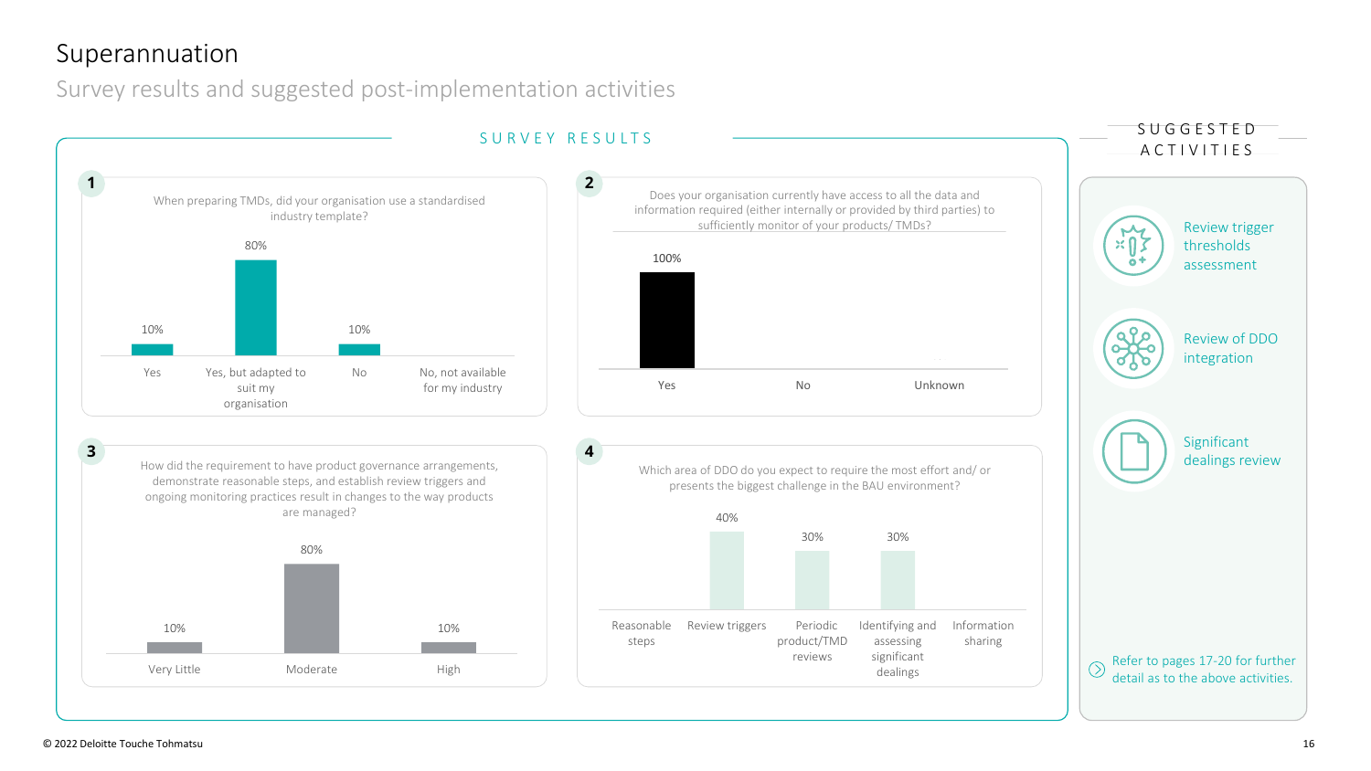# Superannuation

## Survey results and suggested post-implementation activities

### SURVEY RESULTS

**1** When preparing TMDs, did your organisation use a standardised industry template?

| Response | % |
|---|---|
| Yes | 10% |
| Yes, but adapted to suit my organisation | 80% |
| No | 10% |
| No, not available for my industry | |

**2** Does your organisation currently have access to all the data and information required (either internally or provided by third parties) to sufficiently monitor of your products/ TMDs?

| Response | % |
|---|---|
| Yes | 100% |
| No | |
| Unknown | |

**3** How did the requirement to have product governance arrangements, demonstrate reasonable steps, and establish review triggers and ongoing monitoring practices result in changes to the way products are managed?

| Response | % |
|---|---|
| Very Little | 10% |
| Moderate | 80% |
| High | 10% |

**4** Which area of DDO do you expect to require the most effort and/ or presents the biggest challenge in the BAU environment?

| Response | % |
|---|---|
| Reasonable steps | |
| Review triggers | 40% |
| Periodic product/TMD reviews | 30% |
| Identifying and assessing significant dealings | 30% |
| Information sharing | |

### SUGGESTED ACTIVITIES

- Review trigger thresholds assessment
- Review of DDO integration
- Significant dealings review

Refer to pages 17-20 for further detail as to the above activities.

© 2022 Deloitte Touche Tohmatsu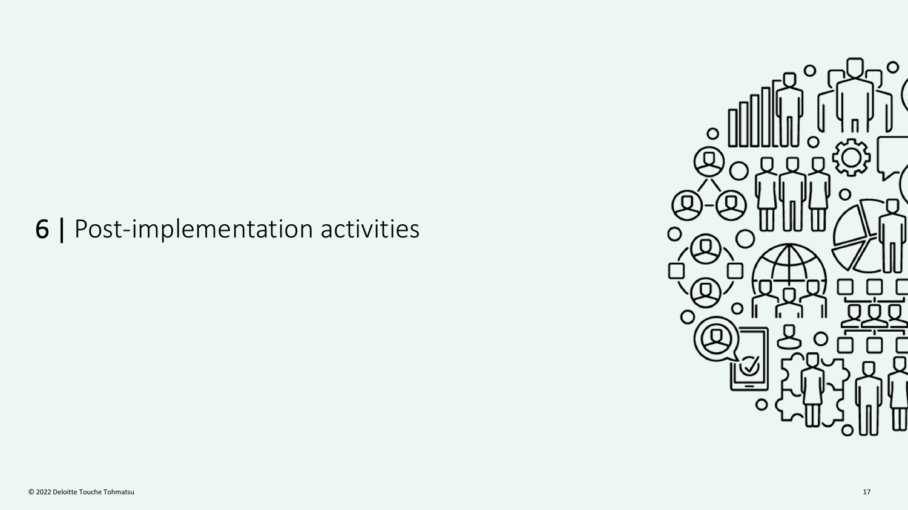# 6 | Post-implementation activities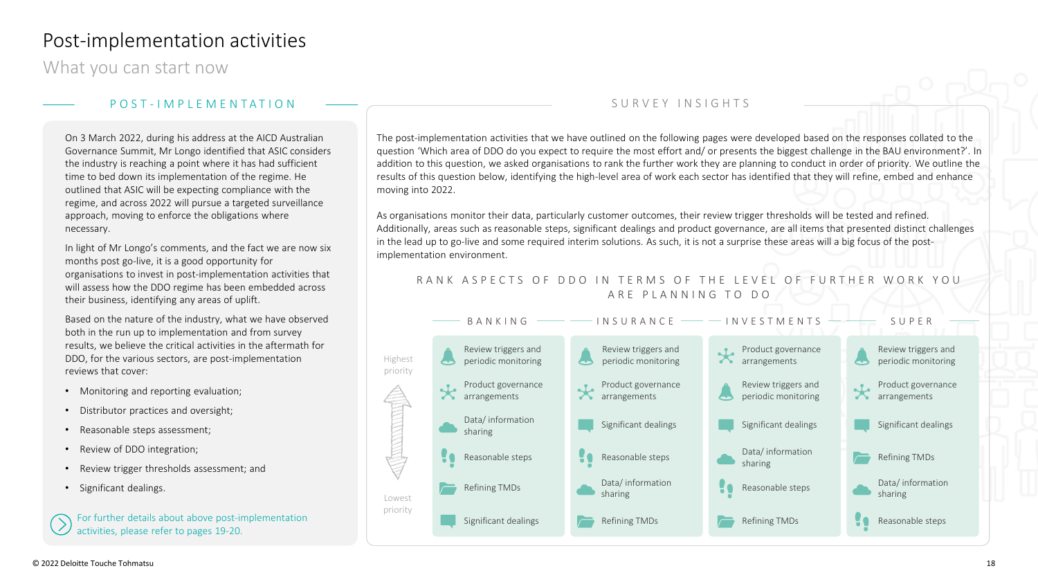# Post-implementation activities

## What you can start now

### POST-IMPLEMENTATION

On 3 March 2022, during his address at the AICD Australian Governance Summit, Mr Longo identified that ASIC considers the industry is reaching a point where it has had sufficient time to bed down its implementation of the regime. He outlined that ASIC will be expecting compliance with the regime, and across 2022 will pursue a targeted surveillance approach, moving to enforce the obligations where necessary.

In light of Mr Longo's comments, and the fact we are now six months post go-live, it is a good opportunity for organisations to invest in post-implementation activities that will assess how the DDO regime has been embedded across their business, identifying any areas of uplift.

Based on the nature of the industry, what we have observed both in the run up to implementation and from survey results, we believe the critical activities in the aftermath for DDO, for the various sectors, are post-implementation reviews that cover:

- Monitoring and reporting evaluation;
- Distributor practices and oversight;
- Reasonable steps assessment;
- Review of DDO integration;
- Review trigger thresholds assessment; and
- Significant dealings.

For further details about above post-implementation activities, please refer to pages 19-20.

### SURVEY INSIGHTS

The post-implementation activities that we have outlined on the following pages were developed based on the responses collated to the question 'Which area of DDO do you expect to require the most effort and/ or presents the biggest challenge in the BAU environment?'. In addition to this question, we asked organisations to rank the further work they are planning to conduct in order of priority. We outline the results of this question below, identifying the high-level area of work each sector has identified that they will refine, embed and enhance moving into 2022.

As organisations monitor their data, particularly customer outcomes, their review trigger thresholds will be tested and refined. Additionally, areas such as reasonable steps, significant dealings and product governance, are all items that presented distinct challenges in the lead up to go-live and some required interim solutions. As such, it is not a surprise these areas will a big focus of the post-implementation environment.

**RANK ASPECTS OF DDO IN TERMS OF THE LEVEL OF FURTHER WORK YOU ARE PLANNING TO DO**

| Priority | Banking | Insurance | Investments | Super |
|---|---|---|---|---|
| Highest priority | Review triggers and periodic monitoring | Review triggers and periodic monitoring | Product governance arrangements | Review triggers and periodic monitoring |
| | Product governance arrangements | Product governance arrangements | Review triggers and periodic monitoring | Product governance arrangements |
| | Data/ information sharing | Significant dealings | Significant dealings | Significant dealings |
| | Reasonable steps | Reasonable steps | Data/ information sharing | Refining TMDs |
| | Refining TMDs | Data/ information sharing | Reasonable steps | Data/ information sharing |
| Lowest priority | Significant dealings | Refining TMDs | Refining TMDs | Reasonable steps |

© 2022 Deloitte Touche Tohmatsu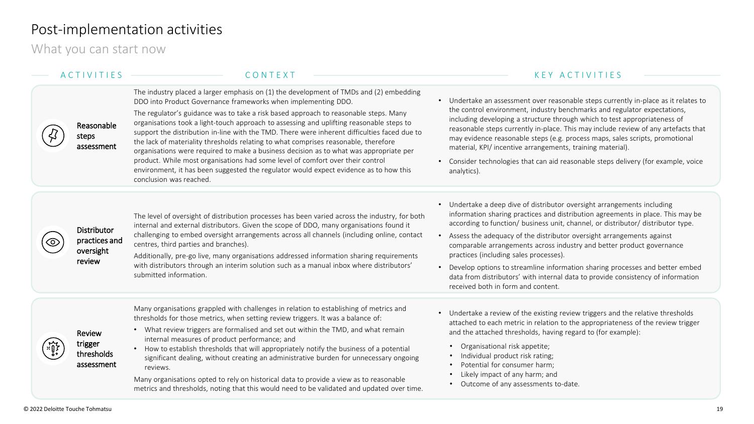# Post-implementation activities

## What you can start now

| ACTIVITIES | CONTEXT | KEY ACTIVITIES |
| --- | --- | --- |
| Reasonable steps assessment | The industry placed a larger emphasis on (1) the development of TMDs and (2) embedding DDO into Product Governance frameworks when implementing DDO.<br><br>The regulator's guidance was to take a risk based approach to reasonable steps. Many organisations took a light-touch approach to assessing and uplifting reasonable steps to support the distribution in-line with the TMD. There were inherent difficulties faced due to the lack of materiality thresholds relating to what comprises reasonable, therefore organisations were required to make a business decision as to what was appropriate per product. While most organisations had some level of comfort over their control environment, it has been suggested the regulator would expect evidence as to how this conclusion was reached. | • Undertake an assessment over reasonable steps currently in-place as it relates to the control environment, industry benchmarks and regulator expectations, including developing a structure through which to test appropriateness of reasonable steps currently in-place. This may include review of any artefacts that may evidence reasonable steps (e.g. process maps, sales scripts, promotional material, KPI/ incentive arrangements, training material).<br>• Consider technologies that can aid reasonable steps delivery (for example, voice analytics). |
| Distributor practices and oversight review | The level of oversight of distribution processes has been varied across the industry, for both internal and external distributors. Given the scope of DDO, many organisations found it challenging to embed oversight arrangements across all channels (including online, contact centres, third parties and branches).<br><br>Additionally, pre-go live, many organisations addressed information sharing requirements with distributors through an interim solution such as a manual inbox where distributors' submitted information. | • Undertake a deep dive of distributor oversight arrangements including information sharing practices and distribution agreements in place. This may be according to function/ business unit, channel, or distributor/ distributor type.<br>• Assess the adequacy of the distributor oversight arrangements against comparable arrangements across industry and better product governance practices (including sales processes).<br>• Develop options to streamline information sharing processes and better embed data from distributors' with internal data to provide consistency of information received both in form and content. |
| Review trigger thresholds assessment | Many organisations grappled with challenges in relation to establishing of metrics and thresholds for those metrics, when setting review triggers. It was a balance of:<br>• What review triggers are formalised and set out within the TMD, and what remain internal measures of product performance; and<br>• How to establish thresholds that will appropriately notify the business of a potential significant dealing, without creating an administrative burden for unnecessary ongoing reviews.<br><br>Many organisations opted to rely on historical data to provide a view as to reasonable metrics and thresholds, noting that this would need to be validated and updated over time. | • Undertake a review of the existing review triggers and the relative thresholds attached to each metric in relation to the appropriateness of the review trigger and the attached thresholds, having regard to (for example):<br>&nbsp;&nbsp;• Organisational risk appetite;<br>&nbsp;&nbsp;• Individual product risk rating;<br>&nbsp;&nbsp;• Potential for consumer harm;<br>&nbsp;&nbsp;• Likely impact of any harm; and<br>&nbsp;&nbsp;• Outcome of any assessments to-date. |

© 2022 Deloitte Touche Tohmatsu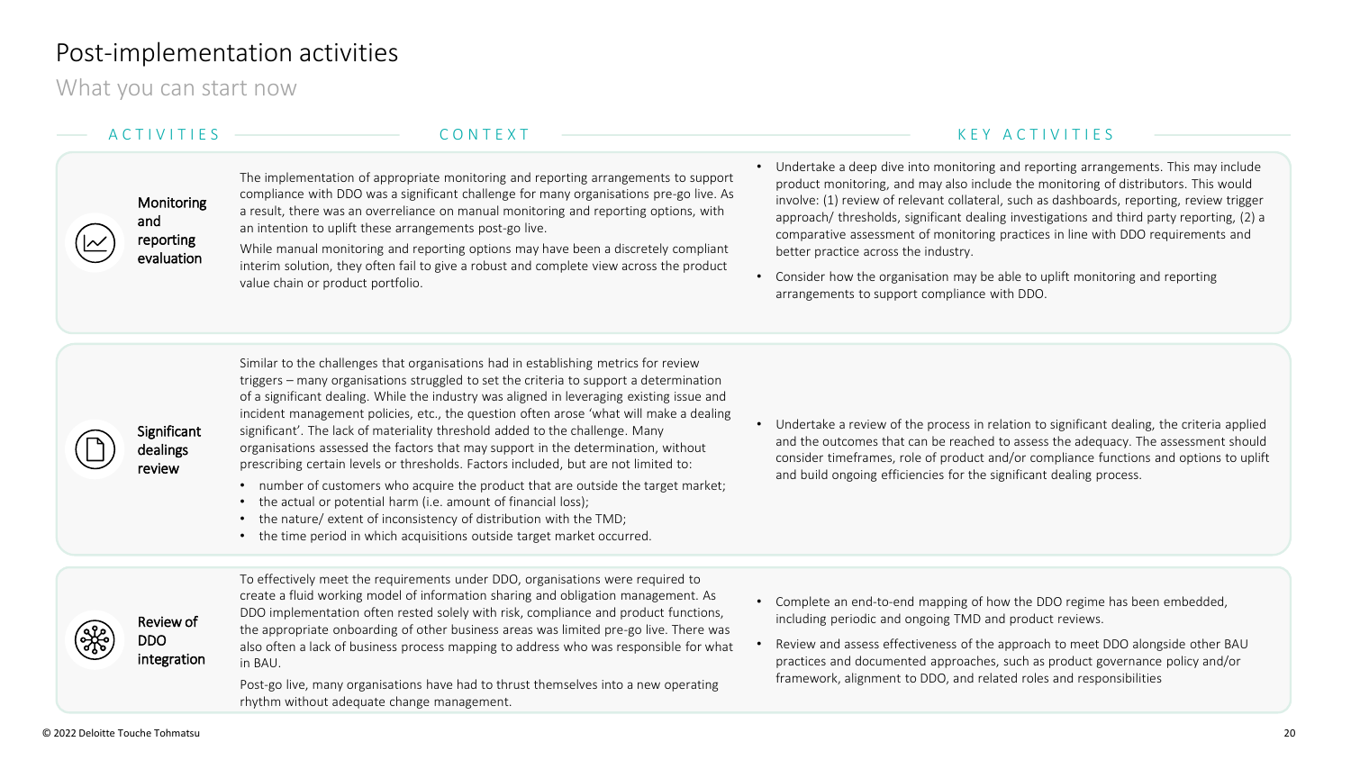# Post-implementation activities

## What you can start now

| ACTIVITIES | CONTEXT | KEY ACTIVITIES |
|---|---|---|
| Monitoring and reporting evaluation | The implementation of appropriate monitoring and reporting arrangements to support compliance with DDO was a significant challenge for many organisations pre-go live. As a result, there was an overreliance on manual monitoring and reporting options, with an intention to uplift these arrangements post-go live.<br><br>While manual monitoring and reporting options may have been a discretely compliant interim solution, they often fail to give a robust and complete view across the product value chain or product portfolio. | • Undertake a deep dive into monitoring and reporting arrangements. This may include product monitoring, and may also include the monitoring of distributors. This would involve: (1) review of relevant collateral, such as dashboards, reporting, review trigger approach/ thresholds, significant dealing investigations and third party reporting, (2) a comparative assessment of monitoring practices in line with DDO requirements and better practice across the industry.<br>• Consider how the organisation may be able to uplift monitoring and reporting arrangements to support compliance with DDO. |
| Significant dealings review | Similar to the challenges that organisations had in establishing metrics for review triggers – many organisations struggled to set the criteria to support a determination of a significant dealing. While the industry was aligned in leveraging existing issue and incident management policies, etc., the question often arose 'what will make a dealing significant'. The lack of materiality threshold added to the challenge. Many organisations assessed the factors that may support in the determination, without prescribing certain levels or thresholds. Factors included, but are not limited to:<br>• number of customers who acquire the product that are outside the target market;<br>• the actual or potential harm (i.e. amount of financial loss);<br>• the nature/ extent of inconsistency of distribution with the TMD;<br>• the time period in which acquisitions outside target market occurred. | • Undertake a review of the process in relation to significant dealing, the criteria applied and the outcomes that can be reached to assess the adequacy. The assessment should consider timeframes, role of product and/or compliance functions and options to uplift and build ongoing efficiencies for the significant dealing process. |
| Review of DDO integration | To effectively meet the requirements under DDO, organisations were required to create a fluid working model of information sharing and obligation management. As DDO implementation often rested solely with risk, compliance and product functions, the appropriate onboarding of other business areas was limited pre-go live. There was also often a lack of business process mapping to address who was responsible for what in BAU.<br><br>Post-go live, many organisations have had to thrust themselves into a new operating rhythm without adequate change management. | • Complete an end-to-end mapping of how the DDO regime has been embedded, including periodic and ongoing TMD and product reviews.<br>• Review and assess effectiveness of the approach to meet DDO alongside other BAU practices and documented approaches, such as product governance policy and/or framework, alignment to DDO, and related roles and responsibilities |

© 2022 Deloitte Touche Tohmatsu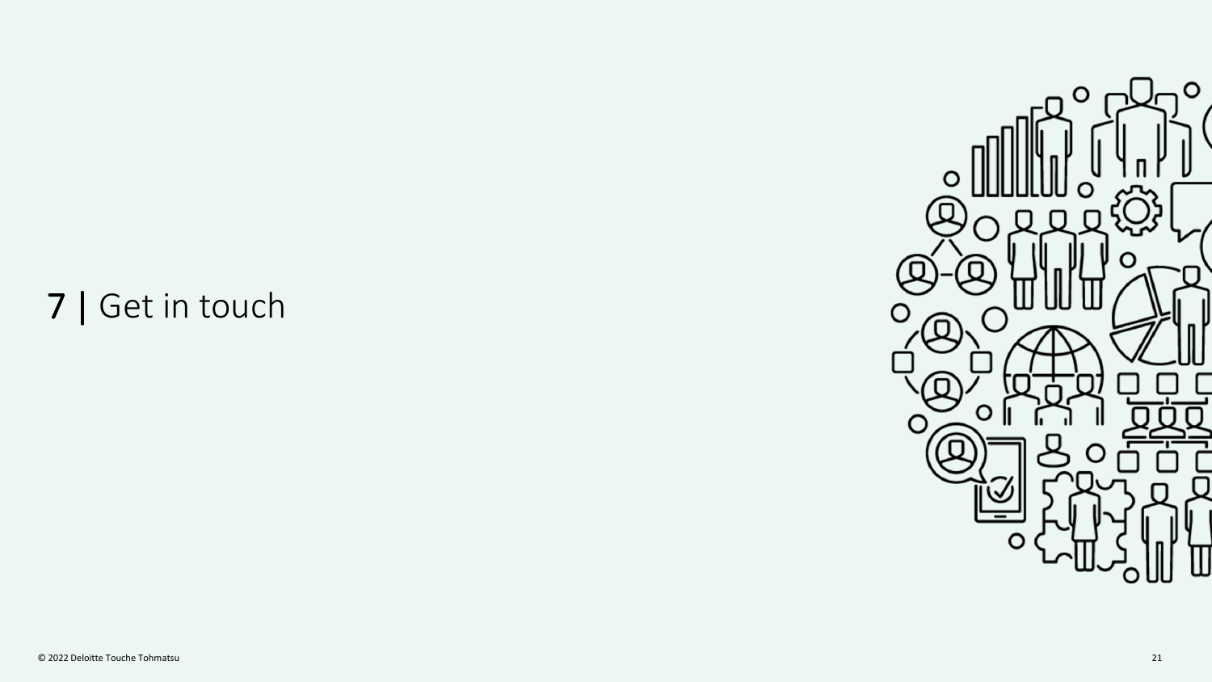# 7 | Get in touch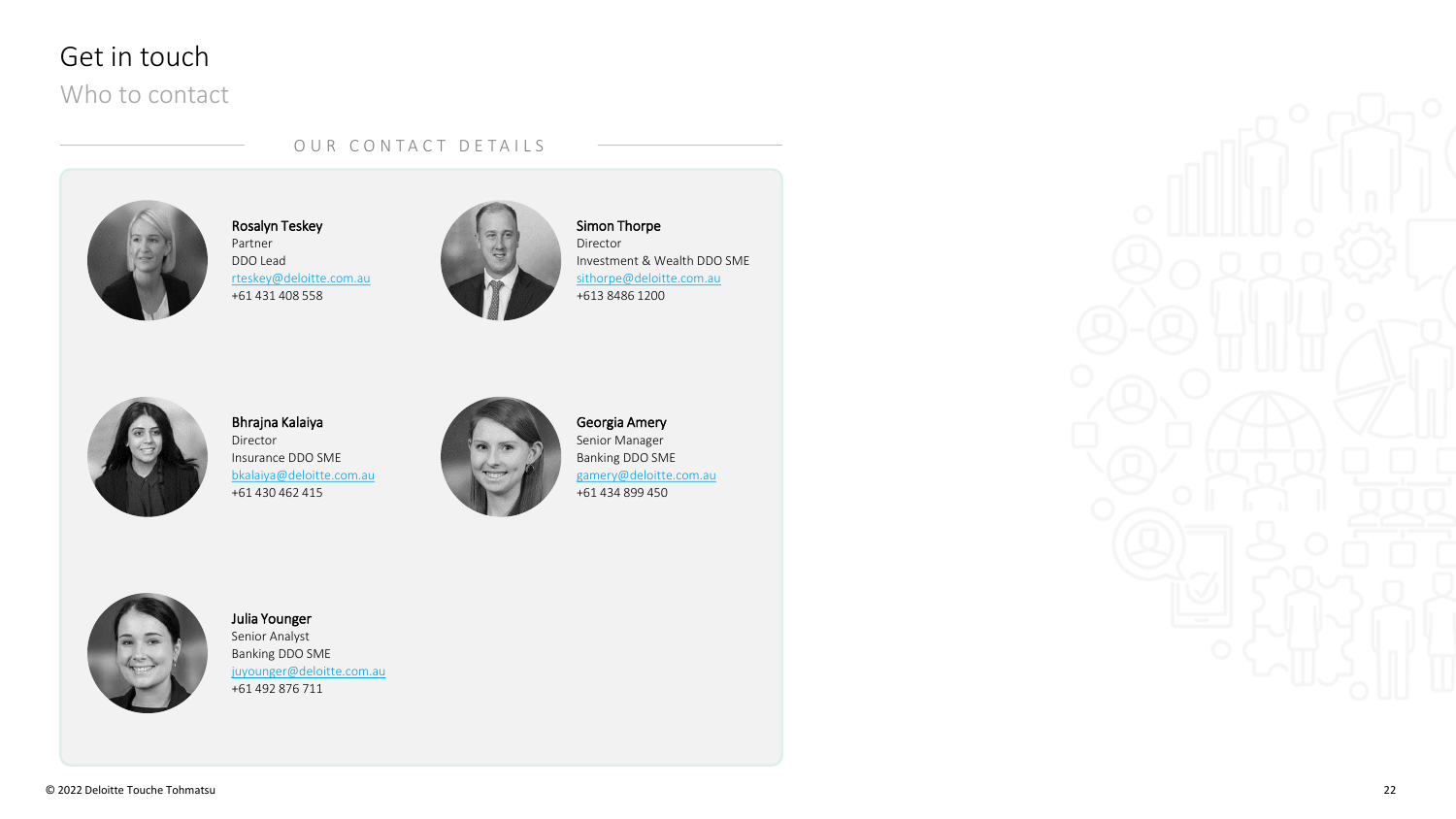# Get in touch

## Who to contact

### OUR CONTACT DETAILS

**Rosalyn Teskey**
Partner
DDO Lead
rteskey@deloitte.com.au
+61 431 408 558

**Simon Thorpe**
Director
Investment & Wealth DDO SME
sithorpe@deloitte.com.au
+613 8486 1200

**Bhrajna Kalaiya**
Director
Insurance DDO SME
bkalaiya@deloitte.com.au
+61 430 462 415

**Georgia Amery**
Senior Manager
Banking DDO SME
gamery@deloitte.com.au
+61 434 899 450

**Julia Younger**
Senior Analyst
Banking DDO SME
juyounger@deloitte.com.au
+61 492 876 711

© 2022 Deloitte Touche Tohmatsu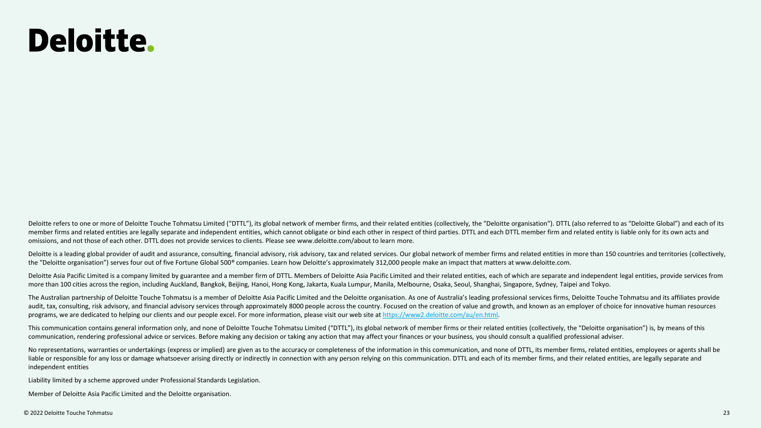# Deloitte.

Deloitte refers to one or more of Deloitte Touche Tohmatsu Limited ("DTTL"), its global network of member firms, and their related entities (collectively, the "Deloitte organisation"). DTTL (also referred to as "Deloitte Global") and each of its member firms and related entities are legally separate and independent entities, which cannot obligate or bind each other in respect of third parties. DTTL and each DTTL member firm and related entity is liable only for its own acts and omissions, and not those of each other. DTTL does not provide services to clients. Please see www.deloitte.com/about to learn more.

Deloitte is a leading global provider of audit and assurance, consulting, financial advisory, risk advisory, tax and related services. Our global network of member firms and related entities in more than 150 countries and territories (collectively, the "Deloitte organisation") serves four out of five Fortune Global 500® companies. Learn how Deloitte's approximately 312,000 people make an impact that matters at www.deloitte.com.

Deloitte Asia Pacific Limited is a company limited by guarantee and a member firm of DTTL. Members of Deloitte Asia Pacific Limited and their related entities, each of which are separate and independent legal entities, provide services from more than 100 cities across the region, including Auckland, Bangkok, Beijing, Hanoi, Hong Kong, Jakarta, Kuala Lumpur, Manila, Melbourne, Osaka, Seoul, Shanghai, Singapore, Sydney, Taipei and Tokyo.

The Australian partnership of Deloitte Touche Tohmatsu is a member of Deloitte Asia Pacific Limited and the Deloitte organisation. As one of Australia's leading professional services firms, Deloitte Touche Tohmatsu and its affiliates provide audit, tax, consulting, risk advisory, and financial advisory services through approximately 8000 people across the country. Focused on the creation of value and growth, and known as an employer of choice for innovative human resources programs, we are dedicated to helping our clients and our people excel. For more information, please visit our web site at https://www2.deloitte.com/au/en.html.

This communication contains general information only, and none of Deloitte Touche Tohmatsu Limited ("DTTL"), its global network of member firms or their related entities (collectively, the "Deloitte organisation") is, by means of this communication, rendering professional advice or services. Before making any decision or taking any action that may affect your finances or your business, you should consult a qualified professional adviser.

No representations, warranties or undertakings (express or implied) are given as to the accuracy or completeness of the information in this communication, and none of DTTL, its member firms, related entities, employees or agents shall be liable or responsible for any loss or damage whatsoever arising directly or indirectly in connection with any person relying on this communication. DTTL and each of its member firms, and their related entities, are legally separate and independent entities

Liability limited by a scheme approved under Professional Standards Legislation.

Member of Deloitte Asia Pacific Limited and the Deloitte organisation.

© 2022 Deloitte Touche Tohmatsu